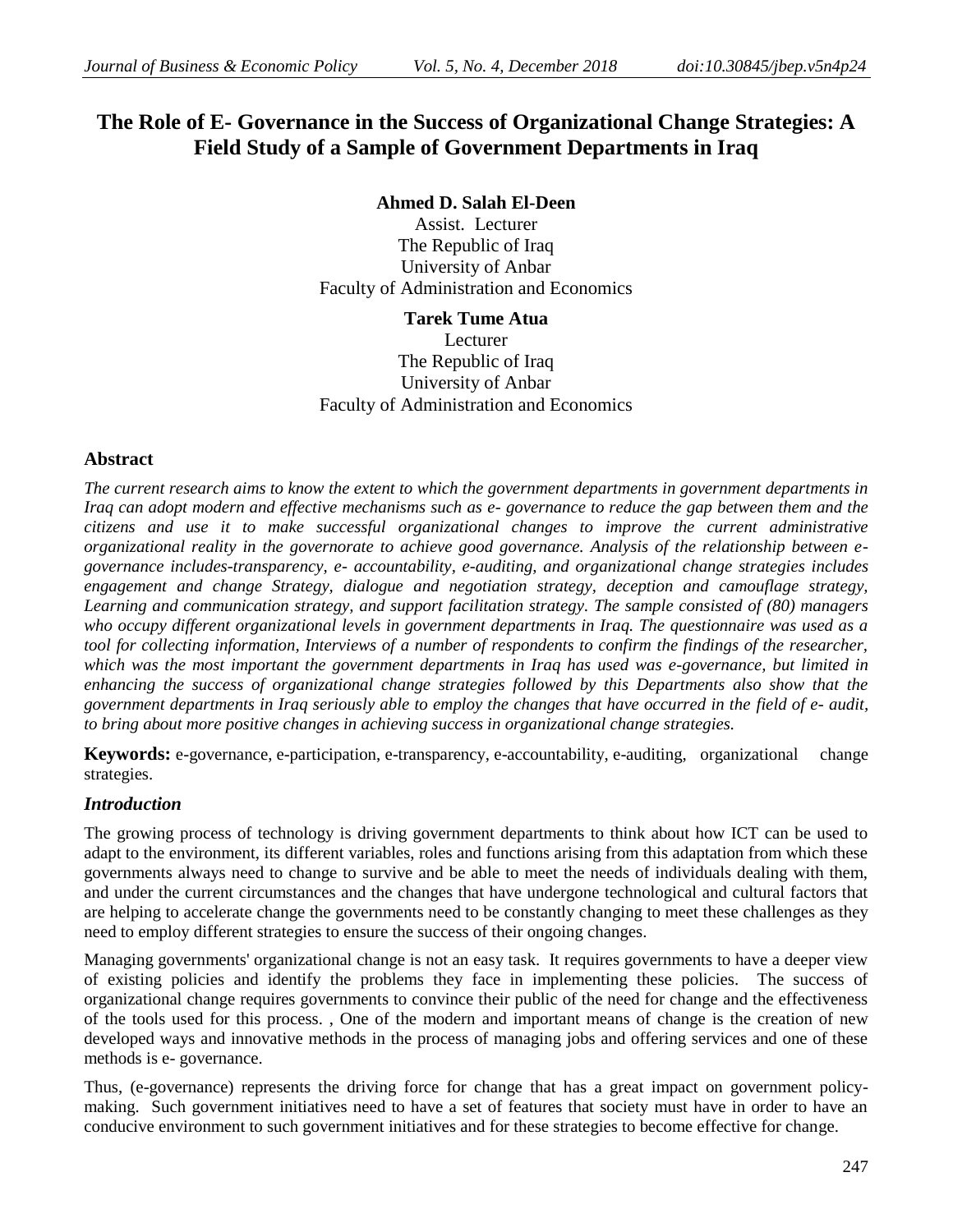# The Role of E- Governance in the Success of Organizational Change Strategies: A Field Study of a Sample of Government Departments in Iraq

**Ahmed D. Salah El-Deen**
Assist. Lecturer
The Republic of Iraq
University of Anbar
Faculty of Administration and Economics

**Tarek Tume Atua**
Lecturer
The Republic of Iraq
University of Anbar
Faculty of Administration and Economics

## Abstract

*The current research aims to know the extent to which the government departments in government departments in Iraq can adopt modern and effective mechanisms such as e- governance to reduce the gap between them and the citizens and use it to make successful organizational changes to improve the current administrative organizational reality in the governorate to achieve good governance. Analysis of the relationship between e-governance includes-transparency, e- accountability, e-auditing, and organizational change strategies includes engagement and change Strategy, dialogue and negotiation strategy, deception and camouflage strategy, Learning and communication strategy, and support facilitation strategy. The sample consisted of (80) managers who occupy different organizational levels in government departments in Iraq. The questionnaire was used as a tool for collecting information, Interviews of a number of respondents to confirm the findings of the researcher, which was the most important the government departments in Iraq has used was e-governance, but limited in enhancing the success of organizational change strategies followed by this Departments also show that the government departments in Iraq seriously able to employ the changes that have occurred in the field of e- audit, to bring about more positive changes in achieving success in organizational change strategies.*

**Keywords:** e-governance, e-participation, e-transparency, e-accountability, e-auditing, organizational change strategies.

## *Introduction*

The growing process of technology is driving government departments to think about how ICT can be used to adapt to the environment, its different variables, roles and functions arising from this adaptation from which these governments always need to change to survive and be able to meet the needs of individuals dealing with them, and under the current circumstances and the changes that have undergone technological and cultural factors that are helping to accelerate change the governments need to be constantly changing to meet these challenges as they need to employ different strategies to ensure the success of their ongoing changes.

Managing governments' organizational change is not an easy task. It requires governments to have a deeper view of existing policies and identify the problems they face in implementing these policies. The success of organizational change requires governments to convince their public of the need for change and the effectiveness of the tools used for this process. , One of the modern and important means of change is the creation of new developed ways and innovative methods in the process of managing jobs and offering services and one of these methods is e- governance.

Thus, (e-governance) represents the driving force for change that has a great impact on government policy-making. Such government initiatives need to have a set of features that society must have in order to have an conducive environment to such government initiatives and for these strategies to become effective for change.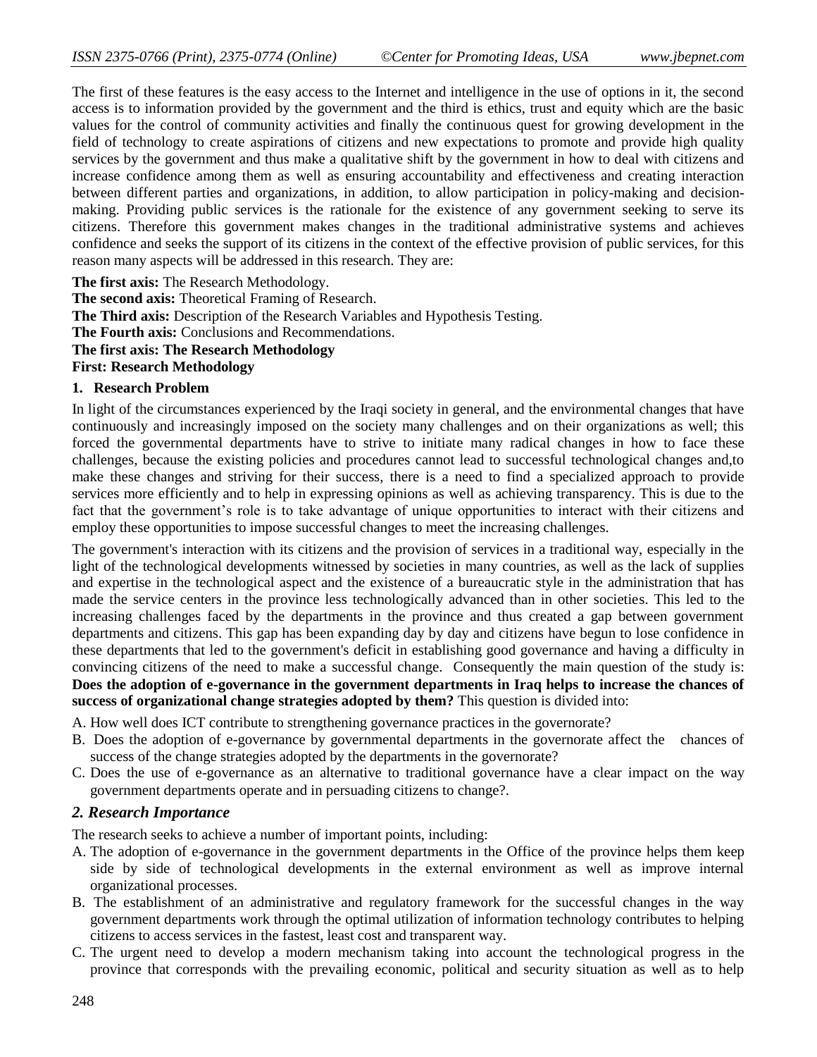The first of these features is the easy access to the Internet and intelligence in the use of options in it, the second access is to information provided by the government and the third is ethics, trust and equity which are the basic values for the control of community activities and finally the continuous quest for growing development in the field of technology to create aspirations of citizens and new expectations to promote and provide high quality services by the government and thus make a qualitative shift by the government in how to deal with citizens and increase confidence among them as well as ensuring accountability and effectiveness and creating interaction between different parties and organizations, in addition, to allow participation in policy-making and decision-making. Providing public services is the rationale for the existence of any government seeking to serve its citizens. Therefore this government makes changes in the traditional administrative systems and achieves confidence and seeks the support of its citizens in the context of the effective provision of public services, for this reason many aspects will be addressed in this research. They are:

**The first axis:** The Research Methodology.

**The second axis:** Theoretical Framing of Research.

**The Third axis:** Description of the Research Variables and Hypothesis Testing.

**The Fourth axis:** Conclusions and Recommendations.

**The first axis: The Research Methodology**

**First: Research Methodology**

**1. Research Problem**

In light of the circumstances experienced by the Iraqi society in general, and the environmental changes that have continuously and increasingly imposed on the society many challenges and on their organizations as well; this forced the governmental departments have to strive to initiate many radical changes in how to face these challenges, because the existing policies and procedures cannot lead to successful technological changes and,to make these changes and striving for their success, there is a need to find a specialized approach to provide services more efficiently and to help in expressing opinions as well as achieving transparency. This is due to the fact that the government's role is to take advantage of unique opportunities to interact with their citizens and employ these opportunities to impose successful changes to meet the increasing challenges.

The government's interaction with its citizens and the provision of services in a traditional way, especially in the light of the technological developments witnessed by societies in many countries, as well as the lack of supplies and expertise in the technological aspect and the existence of a bureaucratic style in the administration that has made the service centers in the province less technologically advanced than in other societies. This led to the increasing challenges faced by the departments in the province and thus created a gap between government departments and citizens. This gap has been expanding day by day and citizens have begun to lose confidence in these departments that led to the government's deficit in establishing good governance and having a difficulty in convincing citizens of the need to make a successful change. Consequently the main question of the study is: **Does the adoption of e-governance in the government departments in Iraq helps to increase the chances of success of organizational change strategies adopted by them?** This question is divided into:

A. How well does ICT contribute to strengthening governance practices in the governorate?
B. Does the adoption of e-governance by governmental departments in the governorate affect the chances of success of the change strategies adopted by the departments in the governorate?
C. Does the use of e-governance as an alternative to traditional governance have a clear impact on the way government departments operate and in persuading citizens to change?.

### *2. Research Importance*

The research seeks to achieve a number of important points, including:

A. The adoption of e-governance in the government departments in the Office of the province helps them keep side by side of technological developments in the external environment as well as improve internal organizational processes.
B. The establishment of an administrative and regulatory framework for the successful changes in the way government departments work through the optimal utilization of information technology contributes to helping citizens to access services in the fastest, least cost and transparent way.
C. The urgent need to develop a modern mechanism taking into account the technological progress in the province that corresponds with the prevailing economic, political and security situation as well as to help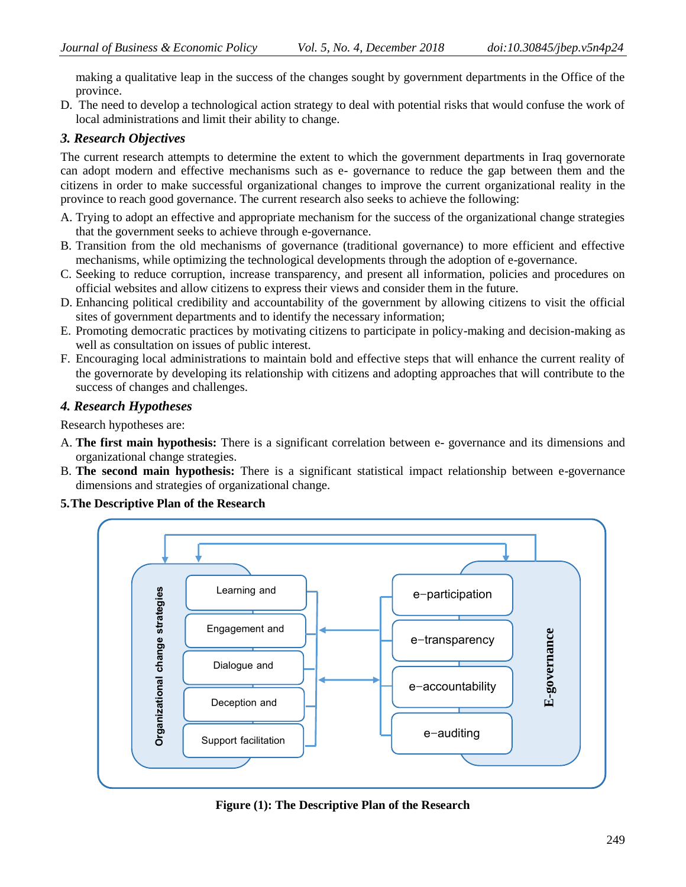making a qualitative leap in the success of the changes sought by government departments in the Office of the province.

D. The need to develop a technological action strategy to deal with potential risks that would confuse the work of local administrations and limit their ability to change.

### *3. Research Objectives*

The current research attempts to determine the extent to which the government departments in Iraq governorate can adopt modern and effective mechanisms such as e- governance to reduce the gap between them and the citizens in order to make successful organizational changes to improve the current organizational reality in the province to reach good governance. The current research also seeks to achieve the following:

A. Trying to adopt an effective and appropriate mechanism for the success of the organizational change strategies that the government seeks to achieve through e-governance.
B. Transition from the old mechanisms of governance (traditional governance) to more efficient and effective mechanisms, while optimizing the technological developments through the adoption of e-governance.
C. Seeking to reduce corruption, increase transparency, and present all information, policies and procedures on official websites and allow citizens to express their views and consider them in the future.
D. Enhancing political credibility and accountability of the government by allowing citizens to visit the official sites of government departments and to identify the necessary information;
E. Promoting democratic practices by motivating citizens to participate in policy-making and decision-making as well as consultation on issues of public interest.
F. Encouraging local administrations to maintain bold and effective steps that will enhance the current reality of the governorate by developing its relationship with citizens and adopting approaches that will contribute to the success of changes and challenges.

### *4. Research Hypotheses*

Research hypotheses are:

A. **The first main hypothesis:** There is a significant correlation between e- governance and its dimensions and organizational change strategies.
B. **The second main hypothesis:** There is a significant statistical impact relationship between e-governance dimensions and strategies of organizational change.

**5.The Descriptive Plan of the Research**

Organizational change strategies: Learning and; Engagement and; Dialogue and; Deception and; Support facilitation

E-governance: e−participation; e−transparency; e−accountability; e−auditing

**Figure (1): The Descriptive Plan of the Research**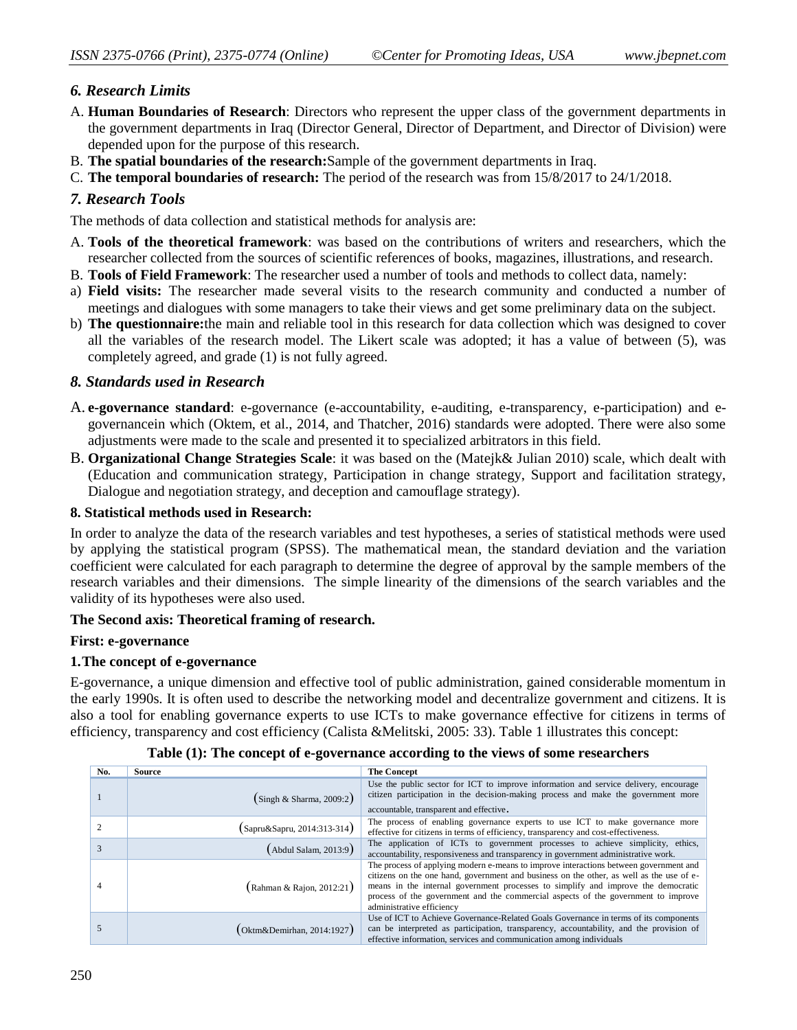### *6. Research Limits*

A. **Human Boundaries of Research**: Directors who represent the upper class of the government departments in the government departments in Iraq (Director General, Director of Department, and Director of Division) were depended upon for the purpose of this research.

B. **The spatial boundaries of the research:**Sample of the government departments in Iraq.

C. **The temporal boundaries of research:** The period of the research was from 15/8/2017 to 24/1/2018.

### *7. Research Tools*

The methods of data collection and statistical methods for analysis are:

A. **Tools of the theoretical framework**: was based on the contributions of writers and researchers, which the researcher collected from the sources of scientific references of books, magazines, illustrations, and research.

B. **Tools of Field Framework**: The researcher used a number of tools and methods to collect data, namely:

a) **Field visits:** The researcher made several visits to the research community and conducted a number of meetings and dialogues with some managers to take their views and get some preliminary data on the subject.

b) **The questionnaire:**the main and reliable tool in this research for data collection which was designed to cover all the variables of the research model. The Likert scale was adopted; it has a value of between (5), was completely agreed, and grade (1) is not fully agreed.

### *8. Standards used in Research*

A. **e-governance standard**: e-governance (e-accountability, e-auditing, e-transparency, e-participation) and e-governancein which (Oktem, et al., 2014, and Thatcher, 2016) standards were adopted. There were also some adjustments were made to the scale and presented it to specialized arbitrators in this field.

B. **Organizational Change Strategies Scale**: it was based on the (Matejk& Julian 2010) scale, which dealt with (Education and communication strategy, Participation in change strategy, Support and facilitation strategy, Dialogue and negotiation strategy, and deception and camouflage strategy).

### 8. Statistical methods used in Research:

In order to analyze the data of the research variables and test hypotheses, a series of statistical methods were used by applying the statistical program (SPSS). The mathematical mean, the standard deviation and the variation coefficient were calculated for each paragraph to determine the degree of approval by the sample members of the research variables and their dimensions. The simple linearity of the dimensions of the search variables and the validity of its hypotheses were also used.

## The Second axis: Theoretical framing of research.

### First: e-governance

#### 1. The concept of e-governance

E-governance, a unique dimension and effective tool of public administration, gained considerable momentum in the early 1990s. It is often used to describe the networking model and decentralize government and citizens. It is also a tool for enabling governance experts to use ICTs to make governance effective for citizens in terms of efficiency, transparency and cost efficiency (Calista &Melitski, 2005: 33). Table 1 illustrates this concept:

**Table (1): The concept of e-governance according to the views of some researchers**

| No. | Source | The Concept |
|---|---|---|
| 1 | (Singh & Sharma, 2009:2) | Use the public sector for ICT to improve information and service delivery, encourage citizen participation in the decision-making process and make the government more accountable, transparent and effective. |
| 2 | (Sapru&Sapru, 2014:313-314) | The process of enabling governance experts to use ICT to make governance more effective for citizens in terms of efficiency, transparency and cost-effectiveness. |
| 3 | (Abdul Salam, 2013:9) | The application of ICTs to government processes to achieve simplicity, ethics, accountability, responsiveness and transparency in government administrative work. |
| 4 | (Rahman & Rajon, 2012:21) | The process of applying modern e-means to improve interactions between government and citizens on the one hand, government and business on the other, as well as the use of e-means in the internal government processes to simplify and improve the democratic process of the government and the commercial aspects of the government to improve administrative efficiency |
| 5 | (Oktm&Demirhan, 2014:1927) | Use of ICT to Achieve Governance-Related Goals Governance in terms of its components can be interpreted as participation, transparency, accountability, and the provision of effective information, services and communication among individuals |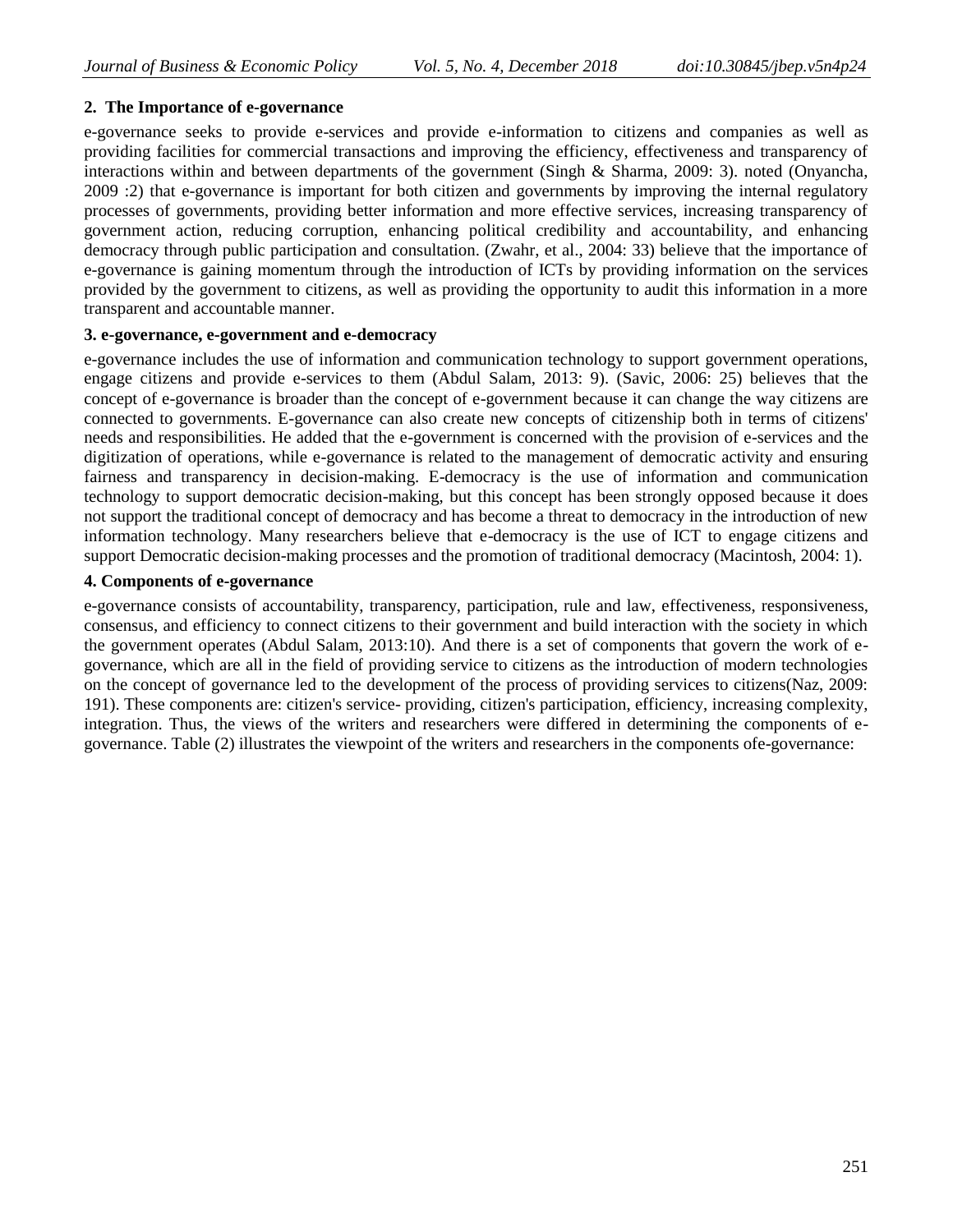## 2. The Importance of e-governance

e-governance seeks to provide e-services and provide e-information to citizens and companies as well as providing facilities for commercial transactions and improving the efficiency, effectiveness and transparency of interactions within and between departments of the government (Singh & Sharma, 2009: 3). noted (Onyancha, 2009 :2) that e-governance is important for both citizen and governments by improving the internal regulatory processes of governments, providing better information and more effective services, increasing transparency of government action, reducing corruption, enhancing political credibility and accountability, and enhancing democracy through public participation and consultation. (Zwahr, et al., 2004: 33) believe that the importance of e-governance is gaining momentum through the introduction of ICTs by providing information on the services provided by the government to citizens, as well as providing the opportunity to audit this information in a more transparent and accountable manner.

## 3. e-governance, e-government and e-democracy

e-governance includes the use of information and communication technology to support government operations, engage citizens and provide e-services to them (Abdul Salam, 2013: 9). (Savic, 2006: 25) believes that the concept of e-governance is broader than the concept of e-government because it can change the way citizens are connected to governments. E-governance can also create new concepts of citizenship both in terms of citizens' needs and responsibilities. He added that the e-government is concerned with the provision of e-services and the digitization of operations, while e-governance is related to the management of democratic activity and ensuring fairness and transparency in decision-making. E-democracy is the use of information and communication technology to support democratic decision-making, but this concept has been strongly opposed because it does not support the traditional concept of democracy and has become a threat to democracy in the introduction of new information technology. Many researchers believe that e-democracy is the use of ICT to engage citizens and support Democratic decision-making processes and the promotion of traditional democracy (Macintosh, 2004: 1).

## 4. Components of e-governance

e-governance consists of accountability, transparency, participation, rule and law, effectiveness, responsiveness, consensus, and efficiency to connect citizens to their government and build interaction with the society in which the government operates (Abdul Salam, 2013:10). And there is a set of components that govern the work of e-governance, which are all in the field of providing service to citizens as the introduction of modern technologies on the concept of governance led to the development of the process of providing services to citizens(Naz, 2009: 191). These components are: citizen's service- providing, citizen's participation, efficiency, increasing complexity, integration. Thus, the views of the writers and researchers were differed in determining the components of e-governance. Table (2) illustrates the viewpoint of the writers and researchers in the components ofe-governance: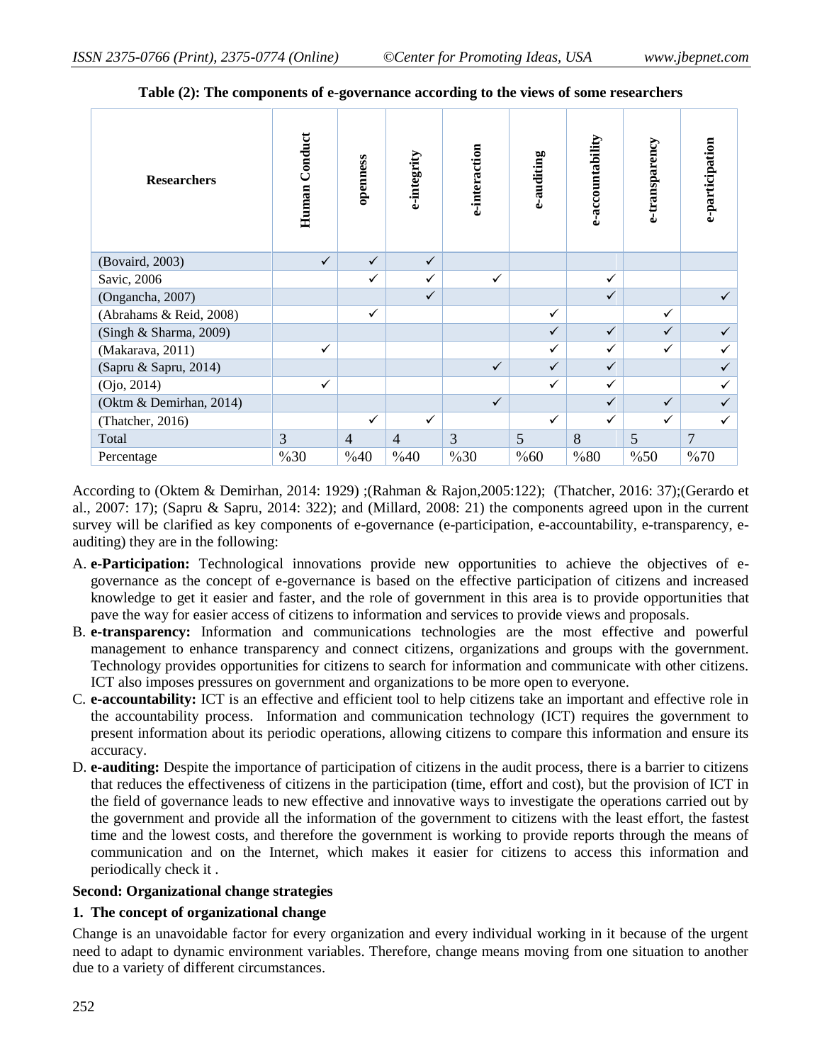**Table (2): The components of e-governance according to the views of some researchers**

| Researchers | Human Conduct | openness | e-integrity | e-interaction | e-auditing | e-accountability | e-transparency | e-participation |
|---|---|---|---|---|---|---|---|---|
| (Bovaird, 2003) | ✓ | ✓ | ✓ | | | | | |
| Savic, 2006 | | ✓ | ✓ | ✓ | | ✓ | | |
| (Ongancha, 2007) | | | ✓ | | | ✓ | | ✓ |
| (Abrahams & Reid, 2008) | | ✓ | | | ✓ | | ✓ | |
| (Singh & Sharma, 2009) | | | | | ✓ | ✓ | ✓ | ✓ |
| (Makarava, 2011) | ✓ | | | | ✓ | ✓ | ✓ | ✓ |
| (Sapru & Sapru, 2014) | | | | ✓ | ✓ | ✓ | | ✓ |
| (Ojo, 2014) | ✓ | | | | ✓ | ✓ | | ✓ |
| (Oktm & Demirhan, 2014) | | | | ✓ | | ✓ | ✓ | ✓ |
| (Thatcher, 2016) | | ✓ | ✓ | | ✓ | ✓ | ✓ | ✓ |
| Total | 3 | 4 | 4 | 3 | 5 | 8 | 5 | 7 |
| Percentage | %30 | %40 | %40 | %30 | %60 | %80 | %50 | %70 |

According to (Oktem & Demirhan, 2014: 1929) ;(Rahman & Rajon,2005:122); (Thatcher, 2016: 37);(Gerardo et al., 2007: 17); (Sapru & Sapru, 2014: 322); and (Millard, 2008: 21) the components agreed upon in the current survey will be clarified as key components of e-governance (e-participation, e-accountability, e-transparency, e-auditing) they are in the following:

A. **e-Participation:** Technological innovations provide new opportunities to achieve the objectives of e-governance as the concept of e-governance is based on the effective participation of citizens and increased knowledge to get it easier and faster, and the role of government in this area is to provide opportunities that pave the way for easier access of citizens to information and services to provide views and proposals.
B. **e-transparency:** Information and communications technologies are the most effective and powerful management to enhance transparency and connect citizens, organizations and groups with the government. Technology provides opportunities for citizens to search for information and communicate with other citizens. ICT also imposes pressures on government and organizations to be more open to everyone.
C. **e-accountability:** ICT is an effective and efficient tool to help citizens take an important and effective role in the accountability process. Information and communication technology (ICT) requires the government to present information about its periodic operations, allowing citizens to compare this information and ensure its accuracy.
D. **e-auditing:** Despite the importance of participation of citizens in the audit process, there is a barrier to citizens that reduces the effectiveness of citizens in the participation (time, effort and cost), but the provision of ICT in the field of governance leads to new effective and innovative ways to investigate the operations carried out by the government and provide all the information of the government to citizens with the least effort, the fastest time and the lowest costs, and therefore the government is working to provide reports through the means of communication and on the Internet, which makes it easier for citizens to access this information and periodically check it .

**Second: Organizational change strategies**

**1. The concept of organizational change**

Change is an unavoidable factor for every organization and every individual working in it because of the urgent need to adapt to dynamic environment variables. Therefore, change means moving from one situation to another due to a variety of different circumstances.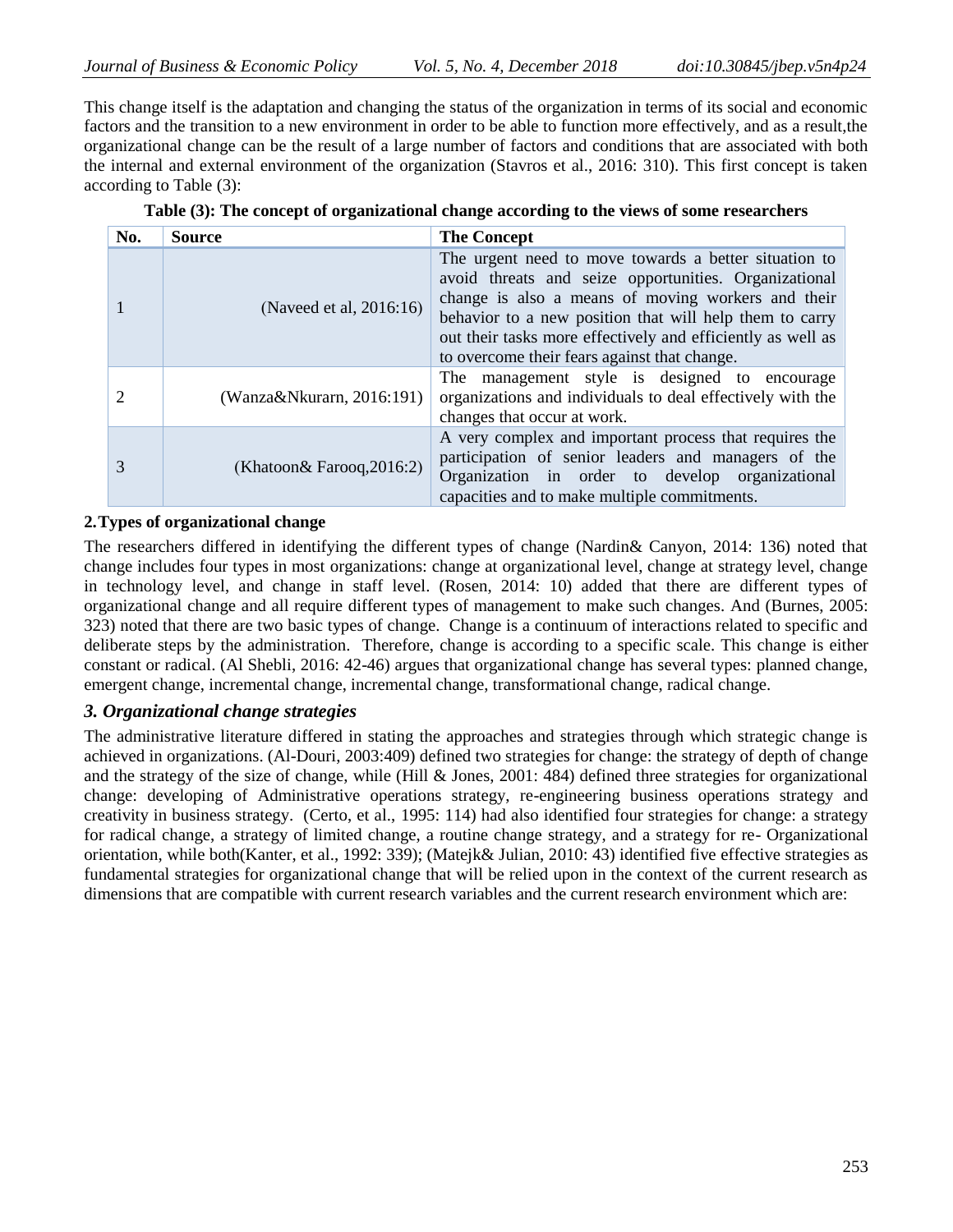This change itself is the adaptation and changing the status of the organization in terms of its social and economic factors and the transition to a new environment in order to be able to function more effectively, and as a result,the organizational change can be the result of a large number of factors and conditions that are associated with both the internal and external environment of the organization (Stavros et al., 2016: 310). This first concept is taken according to Table (3):

**Table (3): The concept of organizational change according to the views of some researchers**

| No. | Source | The Concept |
|---|---|---|
| 1 | (Naveed et al, 2016:16) | The urgent need to move towards a better situation to avoid threats and seize opportunities. Organizational change is also a means of moving workers and their behavior to a new position that will help them to carry out their tasks more effectively and efficiently as well as to overcome their fears against that change. |
| 2 | (Wanza&Nkurarn, 2016:191) | The management style is designed to encourage organizations and individuals to deal effectively with the changes that occur at work. |
| 3 | (Khatoon& Farooq,2016:2) | A very complex and important process that requires the participation of senior leaders and managers of the Organization in order to develop organizational capacities and to make multiple commitments. |

**2.Types of organizational change**

The researchers differed in identifying the different types of change (Nardin& Canyon, 2014: 136) noted that change includes four types in most organizations: change at organizational level, change at strategy level, change in technology level, and change in staff level. (Rosen, 2014: 10) added that there are different types of organizational change and all require different types of management to make such changes. And (Burnes, 2005: 323) noted that there are two basic types of change. Change is a continuum of interactions related to specific and deliberate steps by the administration. Therefore, change is according to a specific scale. This change is either constant or radical. (Al Shebli, 2016: 42-46) argues that organizational change has several types: planned change, emergent change, incremental change, incremental change, transformational change, radical change.

### *3. Organizational change strategies*

The administrative literature differed in stating the approaches and strategies through which strategic change is achieved in organizations. (Al-Douri, 2003:409) defined two strategies for change: the strategy of depth of change and the strategy of the size of change, while (Hill & Jones, 2001: 484) defined three strategies for organizational change: developing of Administrative operations strategy, re-engineering business operations strategy and creativity in business strategy. (Certo, et al., 1995: 114) had also identified four strategies for change: a strategy for radical change, a strategy of limited change, a routine change strategy, and a strategy for re- Organizational orientation, while both(Kanter, et al., 1992: 339); (Matejk& Julian, 2010: 43) identified five effective strategies as fundamental strategies for organizational change that will be relied upon in the context of the current research as dimensions that are compatible with current research variables and the current research environment which are: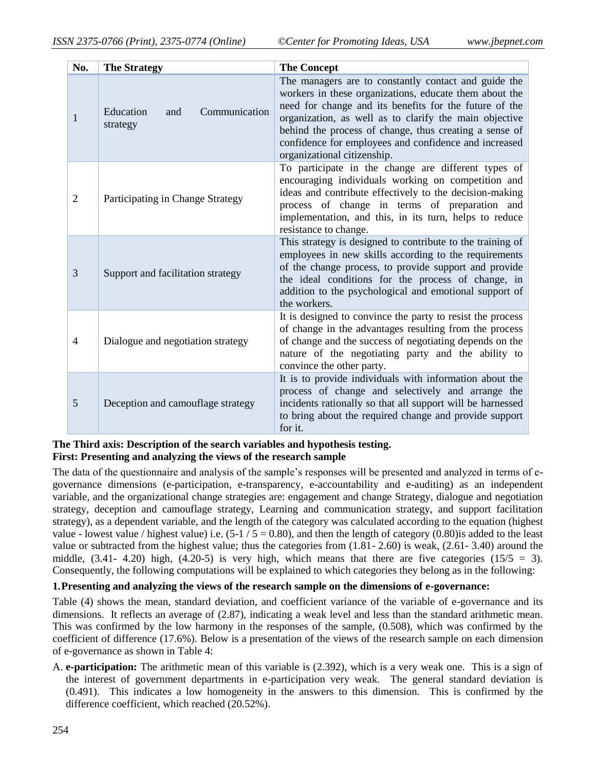| No. | The Strategy | The Concept |
|---|---|---|
| 1 | Education and Communication strategy | The managers are to constantly contact and guide the workers in these organizations, educate them about the need for change and its benefits for the future of the organization, as well as to clarify the main objective behind the process of change, thus creating a sense of confidence for employees and confidence and increased organizational citizenship. |
| 2 | Participating in Change Strategy | To participate in the change are different types of encouraging individuals working on competition and ideas and contribute effectively to the decision-making process of change in terms of preparation and implementation, and this, in its turn, helps to reduce resistance to change. |
| 3 | Support and facilitation strategy | This strategy is designed to contribute to the training of employees in new skills according to the requirements of the change process, to provide support and provide the ideal conditions for the process of change, in addition to the psychological and emotional support of the workers. |
| 4 | Dialogue and negotiation strategy | It is designed to convince the party to resist the process of change in the advantages resulting from the process of change and the success of negotiating depends on the nature of the negotiating party and the ability to convince the other party. |
| 5 | Deception and camouflage strategy | It is to provide individuals with information about the process of change and selectively and arrange the incidents rationally so that all support will be harnessed to bring about the required change and provide support for it. |

**The Third axis: Description of the search variables and hypothesis testing.**

**First: Presenting and analyzing the views of the research sample**

The data of the questionnaire and analysis of the sample's responses will be presented and analyzed in terms of e-governance dimensions (e-participation, e-transparency, e-accountability and e-auditing) as an independent variable, and the organizational change strategies are: engagement and change Strategy, dialogue and negotiation strategy, deception and camouflage strategy, Learning and communication strategy, and support facilitation strategy), as a dependent variable, and the length of the category was calculated according to the equation (highest value - lowest value / highest value) i.e. (5-1 / 5 = 0.80), and then the length of category (0.80)is added to the least value or subtracted from the highest value; thus the categories from (1.81- 2.60) is weak, (2.61- 3.40) around the middle, (3.41- 4.20) high, (4.20-5) is very high, which means that there are five categories (15/5 = 3). Consequently, the following computations will be explained to which categories they belong as in the following:

**1. Presenting and analyzing the views of the research sample on the dimensions of e-governance:**

Table (4) shows the mean, standard deviation, and coefficient variance of the variable of e-governance and its dimensions. It reflects an average of (2.87), indicating a weak level and less than the standard arithmetic mean. This was confirmed by the low harmony in the responses of the sample, (0.508), which was confirmed by the coefficient of difference (17.6%). Below is a presentation of the views of the research sample on each dimension of e-governance as shown in Table 4:

A. **e-participation:** The arithmetic mean of this variable is (2.392), which is a very weak one. This is a sign of the interest of government departments in e-participation very weak. The general standard deviation is (0.491). This indicates a low homogeneity in the answers to this dimension. This is confirmed by the difference coefficient, which reached (20.52%).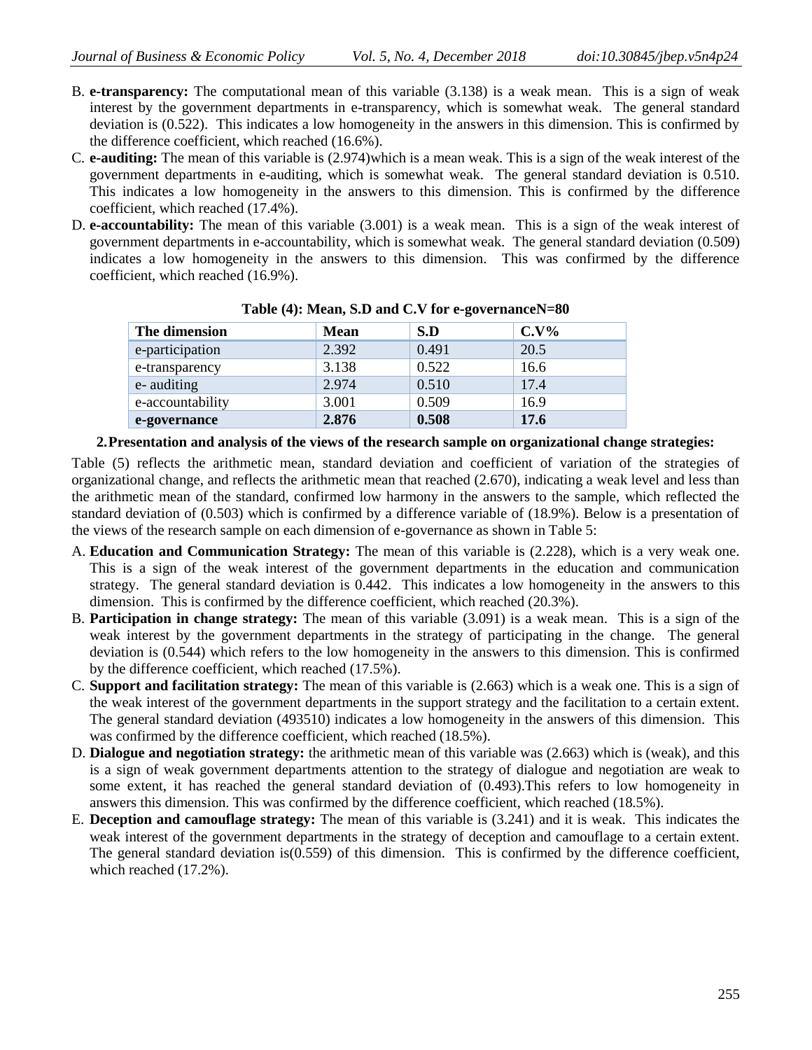B. **e-transparency:** The computational mean of this variable (3.138) is a weak mean. This is a sign of weak interest by the government departments in e-transparency, which is somewhat weak. The general standard deviation is (0.522). This indicates a low homogeneity in the answers in this dimension. This is confirmed by the difference coefficient, which reached (16.6%).
C. **e-auditing:** The mean of this variable is (2.974)which is a mean weak. This is a sign of the weak interest of the government departments in e-auditing, which is somewhat weak. The general standard deviation is 0.510. This indicates a low homogeneity in the answers to this dimension. This is confirmed by the difference coefficient, which reached (17.4%).
D. **e-accountability:** The mean of this variable (3.001) is a weak mean. This is a sign of the weak interest of government departments in e-accountability, which is somewhat weak. The general standard deviation (0.509) indicates a low homogeneity in the answers to this dimension. This was confirmed by the difference coefficient, which reached (16.9%).

**Table (4): Mean, S.D and C.V for e-governanceN=80**

| The dimension | Mean | S.D | C.V% |
|---|---|---|---|
| e-participation | 2.392 | 0.491 | 20.5 |
| e-transparency | 3.138 | 0.522 | 16.6 |
| e- auditing | 2.974 | 0.510 | 17.4 |
| e-accountability | 3.001 | 0.509 | 16.9 |
| **e-governance** | **2.876** | **0.508** | **17.6** |

**2. Presentation and analysis of the views of the research sample on organizational change strategies:**

Table (5) reflects the arithmetic mean, standard deviation and coefficient of variation of the strategies of organizational change, and reflects the arithmetic mean that reached (2.670), indicating a weak level and less than the arithmetic mean of the standard, confirmed low harmony in the answers to the sample, which reflected the standard deviation of (0.503) which is confirmed by a difference variable of (18.9%). Below is a presentation of the views of the research sample on each dimension of e-governance as shown in Table 5:

A. **Education and Communication Strategy:** The mean of this variable is (2.228), which is a very weak one. This is a sign of the weak interest of the government departments in the education and communication strategy. The general standard deviation is 0.442. This indicates a low homogeneity in the answers to this dimension. This is confirmed by the difference coefficient, which reached (20.3%).
B. **Participation in change strategy:** The mean of this variable (3.091) is a weak mean. This is a sign of the weak interest by the government departments in the strategy of participating in the change. The general deviation is (0.544) which refers to the low homogeneity in the answers to this dimension. This is confirmed by the difference coefficient, which reached (17.5%).
C. **Support and facilitation strategy:** The mean of this variable is (2.663) which is a weak one. This is a sign of the weak interest of the government departments in the support strategy and the facilitation to a certain extent. The general standard deviation (493510) indicates a low homogeneity in the answers of this dimension. This was confirmed by the difference coefficient, which reached (18.5%).
D. **Dialogue and negotiation strategy:** the arithmetic mean of this variable was (2.663) which is (weak), and this is a sign of weak government departments attention to the strategy of dialogue and negotiation are weak to some extent, it has reached the general standard deviation of (0.493).This refers to low homogeneity in answers this dimension. This was confirmed by the difference coefficient, which reached (18.5%).
E. **Deception and camouflage strategy:** The mean of this variable is (3.241) and it is weak. This indicates the weak interest of the government departments in the strategy of deception and camouflage to a certain extent. The general standard deviation is(0.559) of this dimension. This is confirmed by the difference coefficient, which reached (17.2%).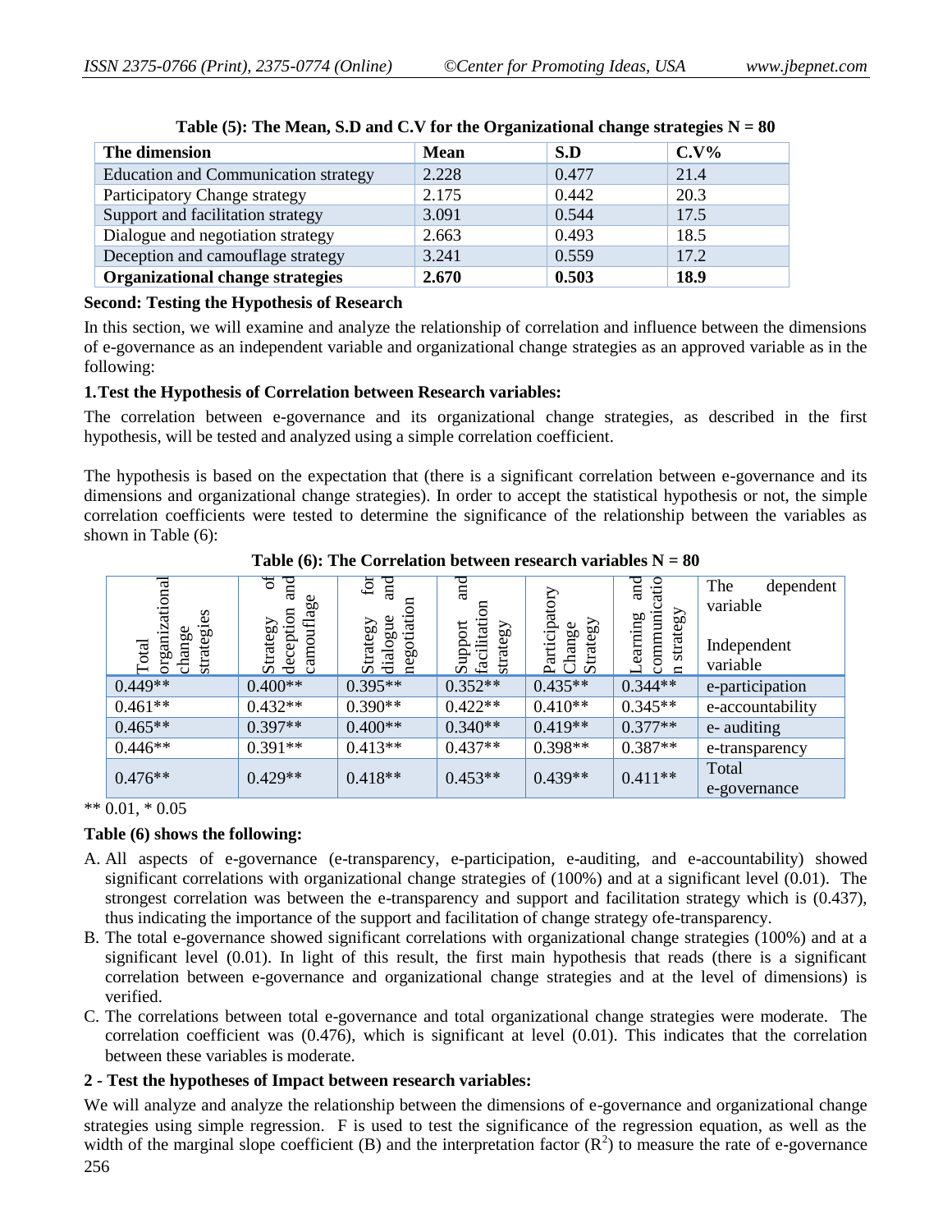**Table (5): The Mean, S.D and C.V for the Organizational change strategies N = 80**

| The dimension | Mean | S.D | C.V% |
|---|---|---|---|
| Education and Communication strategy | 2.228 | 0.477 | 21.4 |
| Participatory Change strategy | 2.175 | 0.442 | 20.3 |
| Support and facilitation strategy | 3.091 | 0.544 | 17.5 |
| Dialogue and negotiation strategy | 2.663 | 0.493 | 18.5 |
| Deception and camouflage strategy | 3.241 | 0.559 | 17.2 |
| **Organizational change strategies** | **2.670** | **0.503** | **18.9** |

**Second: Testing the Hypothesis of Research**

In this section, we will examine and analyze the relationship of correlation and influence between the dimensions of e-governance as an independent variable and organizational change strategies as an approved variable as in the following:

**1.Test the Hypothesis of Correlation between Research variables:**

The correlation between e-governance and its organizational change strategies, as described in the first hypothesis, will be tested and analyzed using a simple correlation coefficient.

The hypothesis is based on the expectation that (there is a significant correlation between e-governance and its dimensions and organizational change strategies). In order to accept the statistical hypothesis or not, the simple correlation coefficients were tested to determine the significance of the relationship between the variables as shown in Table (6):

**Table (6): The Correlation between research variables N = 80**

| Total organizational change strategies | Strategy of deception and camouflage | Strategy for dialogue and negotiation | Support and facilitation strategy | Participatory Change Strategy | Learning and communication strategy | The dependent variable / Independent variable |
|---|---|---|---|---|---|---|
| 0.449** | 0.400** | 0.395** | 0.352** | 0.435** | 0.344** | e-participation |
| 0.461** | 0.432** | 0.390** | 0.422** | 0.410** | 0.345** | e-accountability |
| 0.465** | 0.397** | 0.400** | 0.340** | 0.419** | 0.377** | e- auditing |
| 0.446** | 0.391** | 0.413** | 0.437** | 0.398** | 0.387** | e-transparency |
| 0.476** | 0.429** | 0.418** | 0.453** | 0.439** | 0.411** | Total e-governance |

** 0.01, * 0.05

**Table (6) shows the following:**

A. All aspects of e-governance (e-transparency, e-participation, e-auditing, and e-accountability) showed significant correlations with organizational change strategies of (100%) and at a significant level (0.01). The strongest correlation was between the e-transparency and support and facilitation strategy which is (0.437), thus indicating the importance of the support and facilitation of change strategy ofe-transparency.
B. The total e-governance showed significant correlations with organizational change strategies (100%) and at a significant level (0.01). In light of this result, the first main hypothesis that reads (there is a significant correlation between e-governance and organizational change strategies and at the level of dimensions) is verified.
C. The correlations between total e-governance and total organizational change strategies were moderate. The correlation coefficient was (0.476), which is significant at level (0.01). This indicates that the correlation between these variables is moderate.

**2 - Test the hypotheses of Impact between research variables:**

We will analyze and analyze the relationship between the dimensions of e-governance and organizational change strategies using simple regression. F is used to test the significance of the regression equation, as well as the width of the marginal slope coefficient (B) and the interpretation factor ($R^2$) to measure the rate of e-governance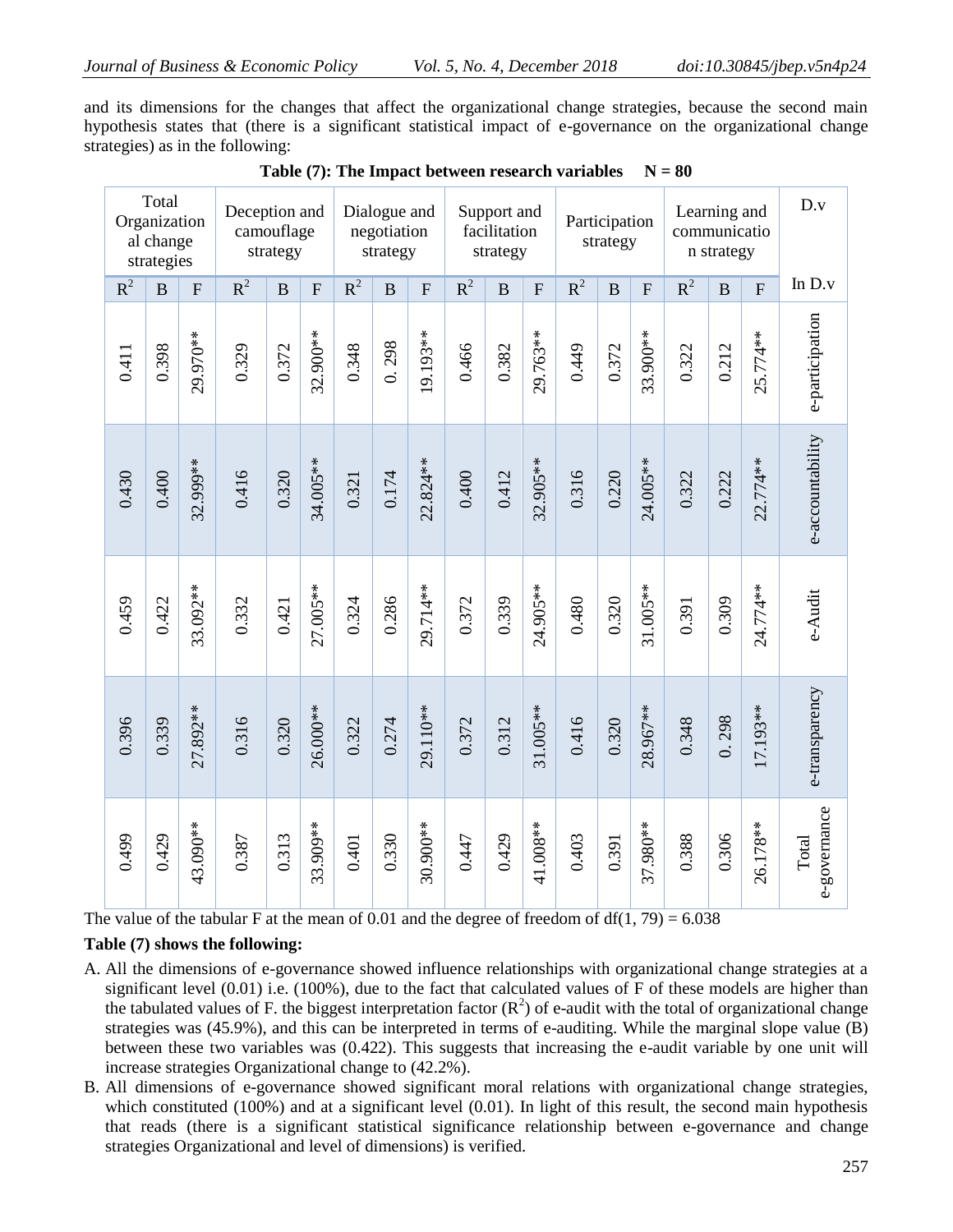and its dimensions for the changes that affect the organizational change strategies, because the second main hypothesis states that (there is a significant statistical impact of e-governance on the organizational change strategies) as in the following:

**Table (7): The Impact between research variables N = 80**

| Total Organizational change strategies | | | Deception and camouflage strategy | | | Dialogue and negotiation strategy | | | Support and facilitation strategy | | | Participation strategy | | | Learning and communication strategy | | | D.v |
|---|---|---|---|---|---|---|---|---|---|---|---|---|---|---|---|---|---|---|
| $R^2$ | B | F | $R^2$ | B | F | $R^2$ | B | F | $R^2$ | B | F | $R^2$ | B | F | $R^2$ | B | F | In D.v |
| 0.411 | 0.398 | 29.970** | 0.329 | 0.372 | 32.900** | 0.348 | 0. 298 | 19.193** | 0.466 | 0.382 | 29.763** | 0.449 | 0.372 | 33.900** | 0.322 | 0.212 | 25.774** | e-participation |
| 0.430 | 0.400 | 32.999** | 0.416 | 0.320 | 34.005** | 0.321 | 0.174 | 22.824** | 0.400 | 0.412 | 32.905** | 0.316 | 0.220 | 24.005** | 0.322 | 0.222 | 22.774** | e-accountability |
| 0.459 | 0.422 | 33.092** | 0.332 | 0.421 | 27.005** | 0.324 | 0.286 | 29.714** | 0.372 | 0.339 | 24.905** | 0.480 | 0.320 | 31.005** | 0.391 | 0.309 | 24.774** | e-Audit |
| 0.396 | 0.339 | 27.892** | 0.316 | 0.320 | 26.000** | 0.322 | 0.274 | 29.110** | 0.372 | 0.312 | 31.005** | 0.416 | 0.320 | 28.967** | 0.348 | 0. 298 | 17.193** | e-transparency |
| 0.499 | 0.429 | 43.090** | 0.387 | 0.313 | 33.909** | 0.401 | 0.330 | 30.900** | 0.447 | 0.429 | 41.008** | 0.403 | 0.391 | 37.980** | 0.388 | 0.306 | 26.178** | Total e-governance |

The value of the tabular F at the mean of 0.01 and the degree of freedom of df(1, 79) = 6.038

**Table (7) shows the following:**

A. All the dimensions of e-governance showed influence relationships with organizational change strategies at a significant level (0.01) i.e. (100%), due to the fact that calculated values of F of these models are higher than the tabulated values of F. the biggest interpretation factor ($R^2$) of e-audit with the total of organizational change strategies was (45.9%), and this can be interpreted in terms of e-auditing. While the marginal slope value (B) between these two variables was (0.422). This suggests that increasing the e-audit variable by one unit will increase strategies Organizational change to (42.2%).

B. All dimensions of e-governance showed significant moral relations with organizational change strategies, which constituted (100%) and at a significant level (0.01). In light of this result, the second main hypothesis that reads (there is a significant statistical significance relationship between e-governance and change strategies Organizational and level of dimensions) is verified.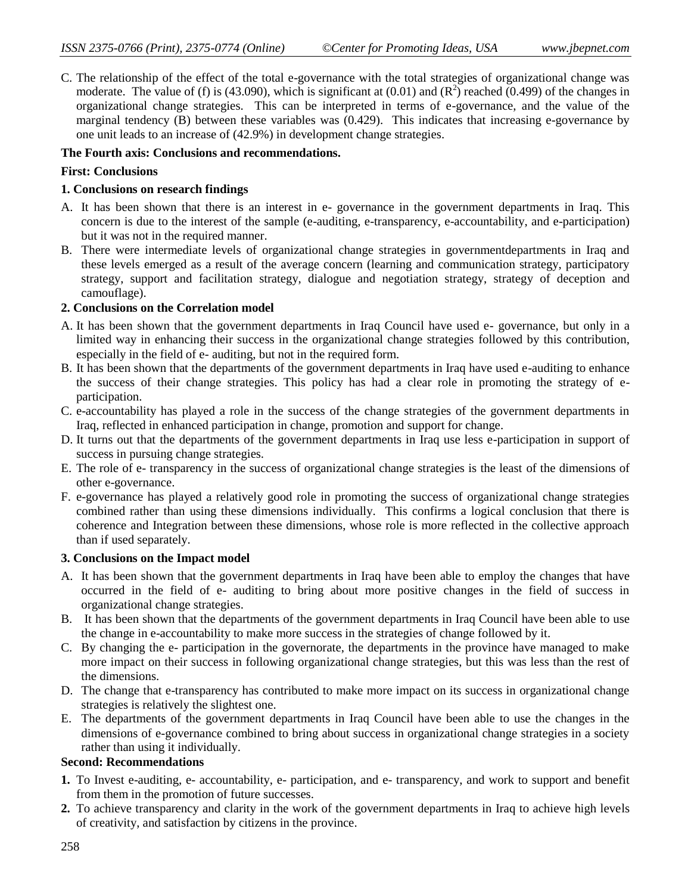C. The relationship of the effect of the total e-governance with the total strategies of organizational change was moderate. The value of (f) is (43.090), which is significant at (0.01) and ($R^2$) reached (0.499) of the changes in organizational change strategies. This can be interpreted in terms of e-governance, and the value of the marginal tendency (B) between these variables was (0.429). This indicates that increasing e-governance by one unit leads to an increase of (42.9%) in development change strategies.

**The Fourth axis: Conclusions and recommendations.**

**First: Conclusions**

**1. Conclusions on research findings**

A. It has been shown that there is an interest in e- governance in the government departments in Iraq. This concern is due to the interest of the sample (e-auditing, e-transparency, e-accountability, and e-participation) but it was not in the required manner.

B. There were intermediate levels of organizational change strategies in governmentdepartments in Iraq and these levels emerged as a result of the average concern (learning and communication strategy, participatory strategy, support and facilitation strategy, dialogue and negotiation strategy, strategy of deception and camouflage).

**2. Conclusions on the Correlation model**

A. It has been shown that the government departments in Iraq Council have used e- governance, but only in a limited way in enhancing their success in the organizational change strategies followed by this contribution, especially in the field of e- auditing, but not in the required form.

B. It has been shown that the departments of the government departments in Iraq have used e-auditing to enhance the success of their change strategies. This policy has had a clear role in promoting the strategy of e-participation.

C. e-accountability has played a role in the success of the change strategies of the government departments in Iraq, reflected in enhanced participation in change, promotion and support for change.

D. It turns out that the departments of the government departments in Iraq use less e-participation in support of success in pursuing change strategies.

E. The role of e- transparency in the success of organizational change strategies is the least of the dimensions of other e-governance.

F. e-governance has played a relatively good role in promoting the success of organizational change strategies combined rather than using these dimensions individually. This confirms a logical conclusion that there is coherence and Integration between these dimensions, whose role is more reflected in the collective approach than if used separately.

**3. Conclusions on the Impact model**

A. It has been shown that the government departments in Iraq have been able to employ the changes that have occurred in the field of e- auditing to bring about more positive changes in the field of success in organizational change strategies.

B. It has been shown that the departments of the government departments in Iraq Council have been able to use the change in e-accountability to make more success in the strategies of change followed by it.

C. By changing the e- participation in the governorate, the departments in the province have managed to make more impact on their success in following organizational change strategies, but this was less than the rest of the dimensions.

D. The change that e-transparency has contributed to make more impact on its success in organizational change strategies is relatively the slightest one.

E. The departments of the government departments in Iraq Council have been able to use the changes in the dimensions of e-governance combined to bring about success in organizational change strategies in a society rather than using it individually.

**Second: Recommendations**

**1.** To Invest e-auditing, e- accountability, e- participation, and e- transparency, and work to support and benefit from them in the promotion of future successes.

**2.** To achieve transparency and clarity in the work of the government departments in Iraq to achieve high levels of creativity, and satisfaction by citizens in the province.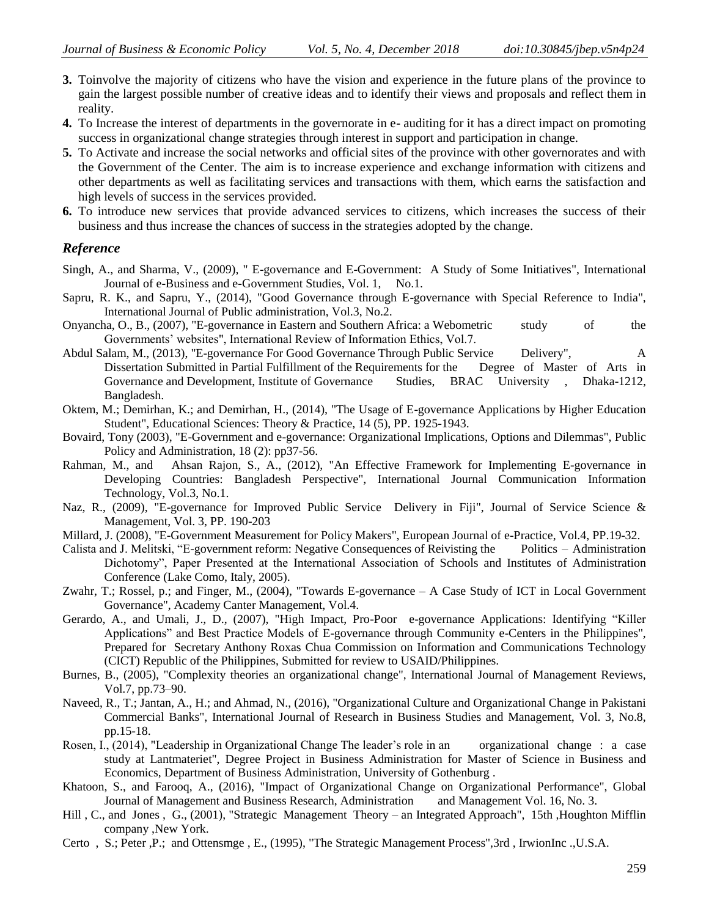3. Toinvolve the majority of citizens who have the vision and experience in the future plans of the province to gain the largest possible number of creative ideas and to identify their views and proposals and reflect them in reality.
4. To Increase the interest of departments in the governorate in e- auditing for it has a direct impact on promoting success in organizational change strategies through interest in support and participation in change.
5. To Activate and increase the social networks and official sites of the province with other governorates and with the Government of the Center. The aim is to increase experience and exchange information with citizens and other departments as well as facilitating services and transactions with them, which earns the satisfaction and high levels of success in the services provided.
6. To introduce new services that provide advanced services to citizens, which increases the success of their business and thus increase the chances of success in the strategies adopted by the change.

## *Reference*

Singh, A., and Sharma, V., (2009), " E-governance and E-Government: A Study of Some Initiatives", International Journal of e-Business and e-Government Studies, Vol. 1, No.1.

Sapru, R. K., and Sapru, Y., (2014), "Good Governance through E-governance with Special Reference to India", International Journal of Public administration, Vol.3, No.2.

Onyancha, O., B., (2007), "E-governance in Eastern and Southern Africa: a Webometric study of the Governments' websites", International Review of Information Ethics, Vol.7.

Abdul Salam, M., (2013), "E-governance For Good Governance Through Public Service Delivery", A Dissertation Submitted in Partial Fulfillment of the Requirements for the Degree of Master of Arts in Governance and Development, Institute of Governance Studies, BRAC University , Dhaka-1212, Bangladesh.

Oktem, M.; Demirhan, K.; and Demirhan, H., (2014), "The Usage of E-governance Applications by Higher Education Student", Educational Sciences: Theory & Practice, 14 (5), PP. 1925-1943.

Bovaird, Tony (2003), "E-Government and e-governance: Organizational Implications, Options and Dilemmas", Public Policy and Administration, 18 (2): pp37-56.

Rahman, M., and Ahsan Rajon, S., A., (2012), "An Effective Framework for Implementing E-governance in Developing Countries: Bangladesh Perspective", International Journal Communication Information Technology, Vol.3, No.1.

Naz, R., (2009), "E-governance for Improved Public Service Delivery in Fiji", Journal of Service Science & Management, Vol. 3, PP. 190-203

Millard, J. (2008), "E-Government Measurement for Policy Makers", European Journal of e-Practice, Vol.4, PP.19-32.

Calista and J. Melitski, "E-government reform: Negative Consequences of Reivisting the Politics – Administration Dichotomy", Paper Presented at the International Association of Schools and Institutes of Administration Conference (Lake Como, Italy, 2005).

Zwahr, T.; Rossel, p.; and Finger, M., (2004), "Towards E-governance – A Case Study of ICT in Local Government Governance", Academy Canter Management, Vol.4.

Gerardo, A., and Umali, J., D., (2007), "High Impact, Pro-Poor e-governance Applications: Identifying "Killer Applications" and Best Practice Models of E-governance through Community e-Centers in the Philippines", Prepared for Secretary Anthony Roxas Chua Commission on Information and Communications Technology (CICT) Republic of the Philippines, Submitted for review to USAID/Philippines.

Burnes, B., (2005), "Complexity theories an organizational change", International Journal of Management Reviews, Vol.7, pp.73–90.

Naveed, R., T.; Jantan, A., H.; and Ahmad, N., (2016), "Organizational Culture and Organizational Change in Pakistani Commercial Banks", International Journal of Research in Business Studies and Management, Vol. 3, No.8, pp.15-18.

Rosen, I., (2014), "Leadership in Organizational Change The leader's role in an organizational change : a case study at Lantmateriet", Degree Project in Business Administration for Master of Science in Business and Economics, Department of Business Administration, University of Gothenburg .

Khatoon, S., and Farooq, A., (2016), "Impact of Organizational Change on Organizational Performance", Global Journal of Management and Business Research, Administration and Management Vol. 16, No. 3.

Hill , C., and Jones , G., (2001), "Strategic Management Theory – an Integrated Approach", 15th ,Houghton Mifflin company ,New York.

Certo , S.; Peter ,P.; and Ottensmge , E., (1995), "The Strategic Management Process",3rd , IrwionInc .,U.S.A.